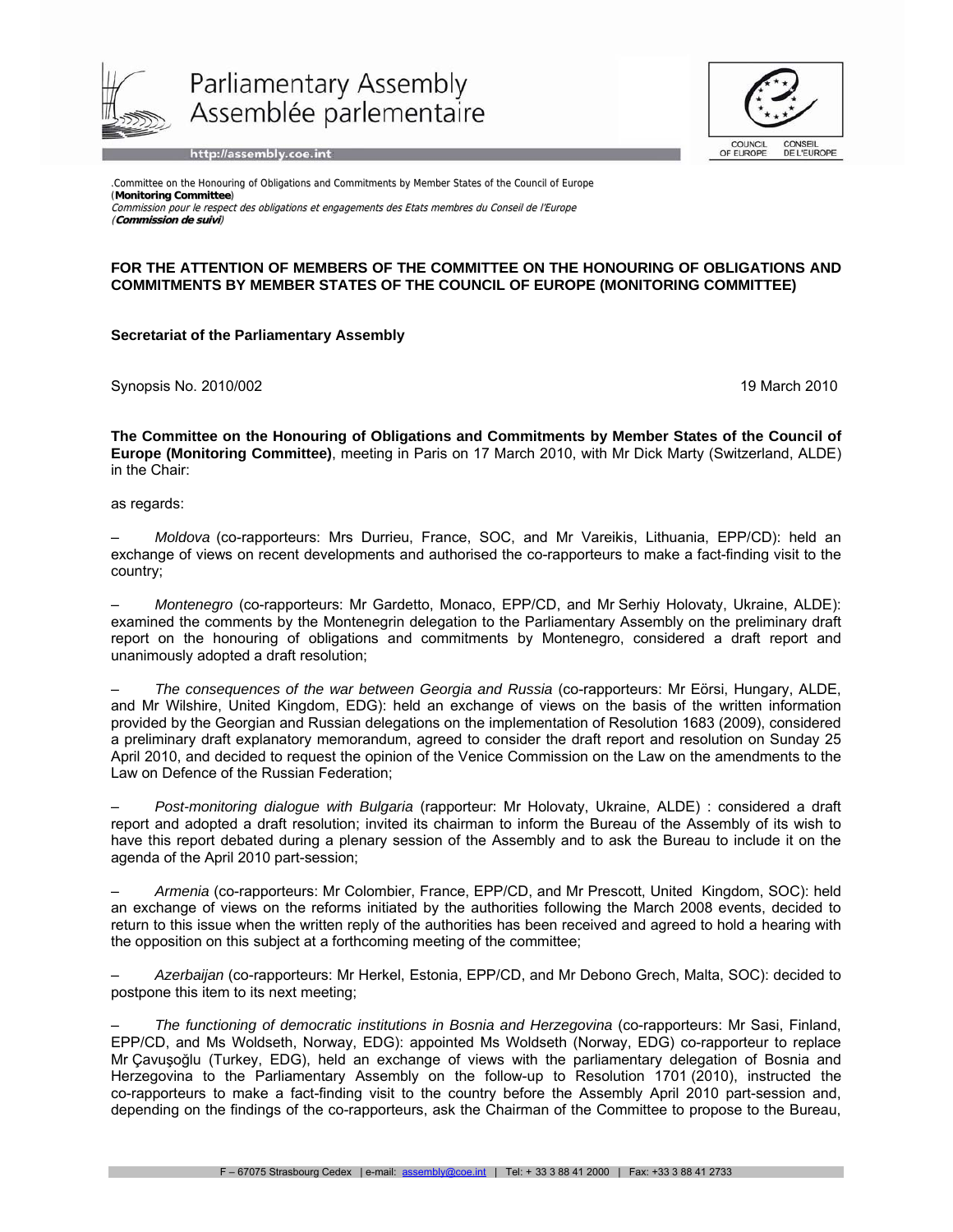Parliamentary Assembly
Assemblée parlementaire

http://assembly.coe.int

COUNCIL OF EUROPE · CONSEIL DE L'EUROPE

.Committee on the Honouring of Obligations and Commitments by Member States of the Council of Europe
(**Monitoring Committee**)
*Commission pour le respect des obligations et engagements des Etats membres du Conseil de l'Europe*
*(**Commission de suivi**)*

**FOR THE ATTENTION OF MEMBERS OF THE COMMITTEE ON THE HONOURING OF OBLIGATIONS AND COMMITMENTS BY MEMBER STATES OF THE COUNCIL OF EUROPE (MONITORING COMMITTEE)**

**Secretariat of the Parliamentary Assembly**

Synopsis No. 2010/002

19 March 2010

**The Committee on the Honouring of Obligations and Commitments by Member States of the Council of Europe (Monitoring Committee)**, meeting in Paris on 17 March 2010, with Mr Dick Marty (Switzerland, ALDE) in the Chair:

as regards:

– *Moldova* (co-rapporteurs: Mrs Durrieu, France, SOC, and Mr Vareikis, Lithuania, EPP/CD): held an exchange of views on recent developments and authorised the co-rapporteurs to make a fact-finding visit to the country;

– *Montenegro* (co-rapporteurs: Mr Gardetto, Monaco, EPP/CD, and Mr Serhiy Holovaty, Ukraine, ALDE): examined the comments by the Montenegrin delegation to the Parliamentary Assembly on the preliminary draft report on the honouring of obligations and commitments by Montenegro, considered a draft report and unanimously adopted a draft resolution;

– *The consequences of the war between Georgia and Russia* (co-rapporteurs: Mr Eörsi, Hungary, ALDE, and Mr Wilshire, United Kingdom, EDG): held an exchange of views on the basis of the written information provided by the Georgian and Russian delegations on the implementation of Resolution 1683 (2009), considered a preliminary draft explanatory memorandum, agreed to consider the draft report and resolution on Sunday 25 April 2010, and decided to request the opinion of the Venice Commission on the Law on the amendments to the Law on Defence of the Russian Federation;

– *Post-monitoring dialogue with Bulgaria* (rapporteur: Mr Holovaty, Ukraine, ALDE) : considered a draft report and adopted a draft resolution; invited its chairman to inform the Bureau of the Assembly of its wish to have this report debated during a plenary session of the Assembly and to ask the Bureau to include it on the agenda of the April 2010 part-session;

– *Armenia* (co-rapporteurs: Mr Colombier, France, EPP/CD, and Mr Prescott, United Kingdom, SOC): held an exchange of views on the reforms initiated by the authorities following the March 2008 events, decided to return to this issue when the written reply of the authorities has been received and agreed to hold a hearing with the opposition on this subject at a forthcoming meeting of the committee;

– *Azerbaijan* (co-rapporteurs: Mr Herkel, Estonia, EPP/CD, and Mr Debono Grech, Malta, SOC): decided to postpone this item to its next meeting;

– *The functioning of democratic institutions in Bosnia and Herzegovina* (co-rapporteurs: Mr Sasi, Finland, EPP/CD, and Ms Woldseth, Norway, EDG): appointed Ms Woldseth (Norway, EDG) co-rapporteur to replace Mr Çavuşoğlu (Turkey, EDG), held an exchange of views with the parliamentary delegation of Bosnia and Herzegovina to the Parliamentary Assembly on the follow-up to Resolution 1701 (2010), instructed the co-rapporteurs to make a fact-finding visit to the country before the Assembly April 2010 part-session and, depending on the findings of the co-rapporteurs, ask the Chairman of the Committee to propose to the Bureau,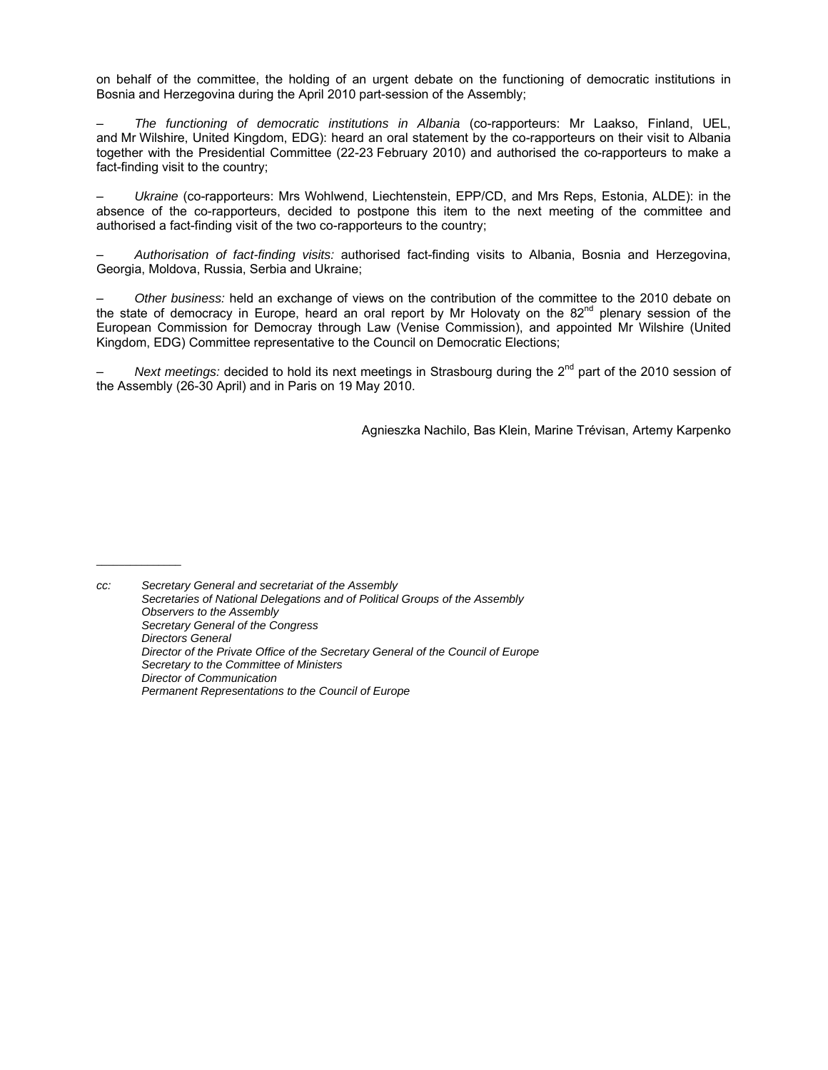on behalf of the committee, the holding of an urgent debate on the functioning of democratic institutions in Bosnia and Herzegovina during the April 2010 part-session of the Assembly;

– *The functioning of democratic institutions in Albania* (co-rapporteurs: Mr Laakso, Finland, UEL, and Mr Wilshire, United Kingdom, EDG): heard an oral statement by the co-rapporteurs on their visit to Albania together with the Presidential Committee (22-23 February 2010) and authorised the co-rapporteurs to make a fact-finding visit to the country;

– *Ukraine* (co-rapporteurs: Mrs Wohlwend, Liechtenstein, EPP/CD, and Mrs Reps, Estonia, ALDE): in the absence of the co-rapporteurs, decided to postpone this item to the next meeting of the committee and authorised a fact-finding visit of the two co-rapporteurs to the country;

– *Authorisation of fact-finding visits:* authorised fact-finding visits to Albania, Bosnia and Herzegovina, Georgia, Moldova, Russia, Serbia and Ukraine;

– *Other business:* held an exchange of views on the contribution of the committee to the 2010 debate on the state of democracy in Europe, heard an oral report by Mr Holovaty on the 82nd plenary session of the European Commission for Democray through Law (Venise Commission), and appointed Mr Wilshire (United Kingdom, EDG) Committee representative to the Council on Democratic Elections;

– *Next meetings:* decided to hold its next meetings in Strasbourg during the 2nd part of the 2010 session of the Assembly (26-30 April) and in Paris on 19 May 2010.

Agnieszka Nachilo, Bas Klein, Marine Trévisan, Artemy Karpenko

---

*cc:* *Secretary General and secretariat of the Assembly*
*Secretaries of National Delegations and of Political Groups of the Assembly*
*Observers to the Assembly*
*Secretary General of the Congress*
*Directors General*
*Director of the Private Office of the Secretary General of the Council of Europe*
*Secretary to the Committee of Ministers*
*Director of Communication*
*Permanent Representations to the Council of Europe*